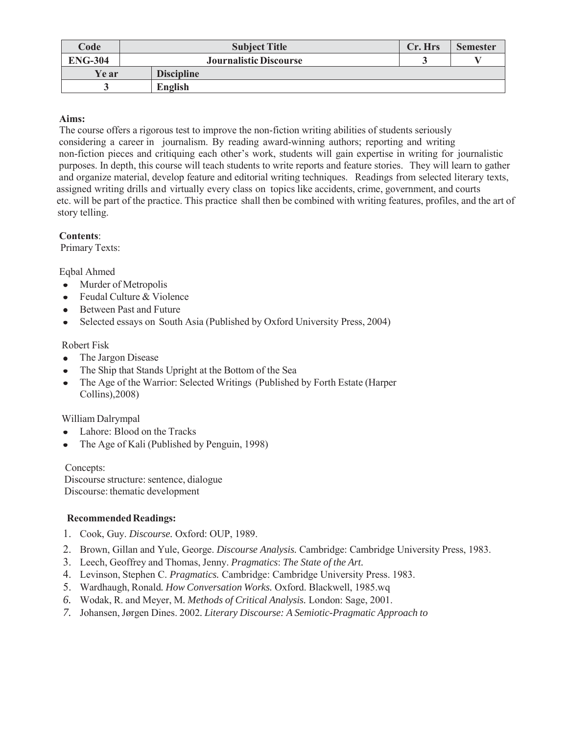| Code | Subject Title | Cr. Hrs | Semester |
| --- | --- | --- | --- |
| ENG-304 | Journalistic Discourse | 3 | V |
| Ye ar | Discipline | | |
| 3 | English | | |

**Aims:**

The course offers a rigorous test to improve the non-fiction writing abilities of students seriously considering a career in journalism. By reading award-winning authors; reporting and writing non-fiction pieces and critiquing each other's work, students will gain expertise in writing for journalistic purposes. In depth, this course will teach students to write reports and feature stories. They will learn to gather and organize material, develop feature and editorial writing techniques. Readings from selected literary texts, assigned writing drills and virtually every class on topics like accidents, crime, government, and courts etc. will be part of the practice. This practice shall then be combined with writing features, profiles, and the art of story telling.

**Contents**:

Primary Texts:

Eqbal Ahmed

- Murder of Metropolis
- Feudal Culture & Violence
- Between Past and Future
- Selected essays on South Asia (Published by Oxford University Press, 2004)

Robert Fisk

- The Jargon Disease
- The Ship that Stands Upright at the Bottom of the Sea
- The Age of the Warrior: Selected Writings (Published by Forth Estate (Harper Collins),2008)

William Dalrympal

- Lahore: Blood on the Tracks
- The Age of Kali (Published by Penguin, 1998)

Concepts:

Discourse structure: sentence, dialogue

Discourse: thematic development

**Recommended Readings:**

1. Cook, Guy. *Discourse.* Oxford: OUP, 1989.
2. Brown, Gillan and Yule, George. *Discourse Analysis.* Cambridge: Cambridge University Press, 1983.
3. Leech, Geoffrey and Thomas, Jenny. *Pragmatics*: *The State of the Art.*
4. Levinson, Stephen C. *Pragmatics.* Cambridge: Cambridge University Press. 1983.
5. Wardhaugh, Ronald. *How Conversation Works.* Oxford. Blackwell, 1985.wq
6. Wodak, R. and Meyer, M. *Methods of Critical Analysis.* London: Sage, 2001.
7. Johansen, Jørgen Dines. 2002. *Literary Discourse: A Semiotic-Pragmatic Approach to*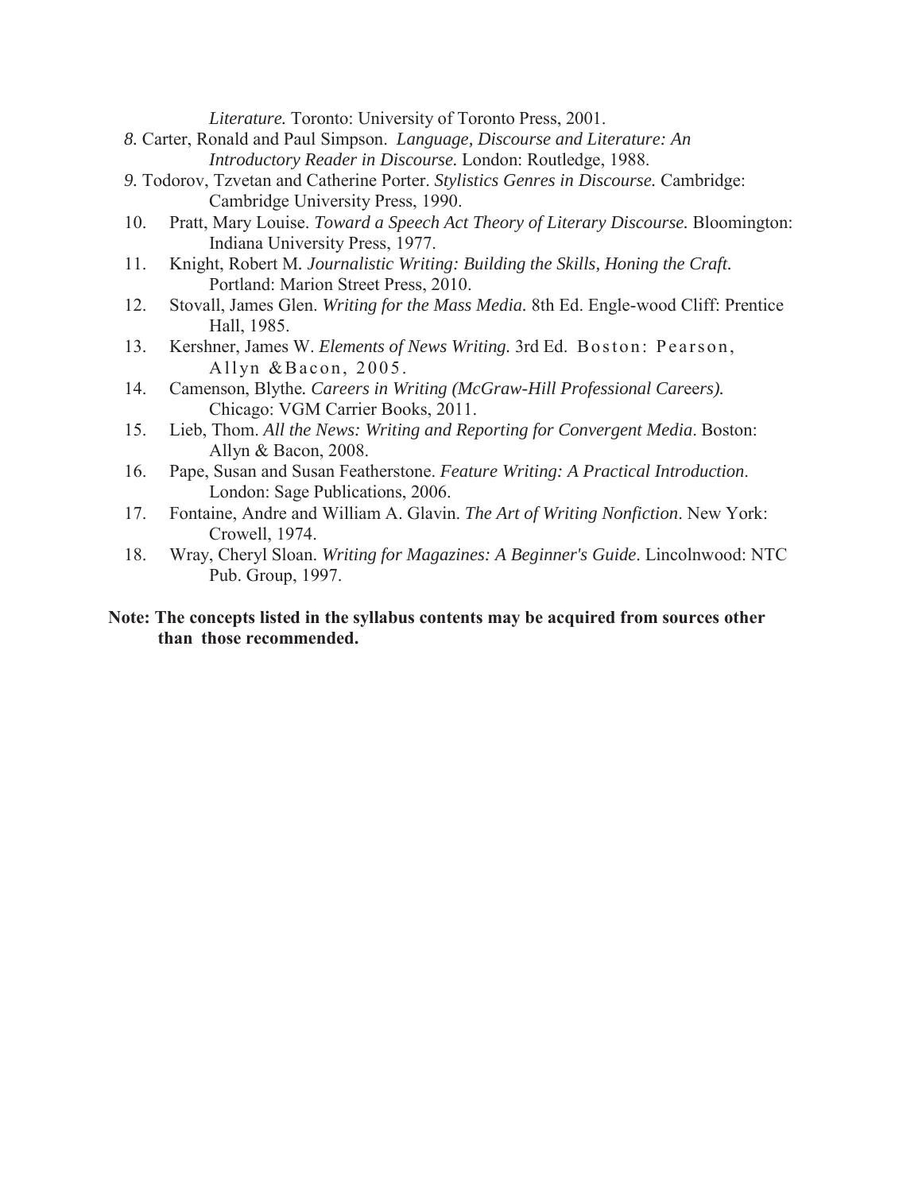*Literature.* Toronto: University of Toronto Press, 2001.

8. Carter, Ronald and Paul Simpson. *Language, Discourse and Literature: An Introductory Reader in Discourse.* London: Routledge, 1988.
9. Todorov, Tzvetan and Catherine Porter. *Stylistics Genres in Discourse.* Cambridge: Cambridge University Press, 1990.
10. Pratt, Mary Louise. *Toward a Speech Act Theory of Literary Discourse.* Bloomington: Indiana University Press, 1977.
11. Knight, Robert M. *Journalistic Writing: Building the Skills, Honing the Craft.* Portland: Marion Street Press, 2010.
12. Stovall, James Glen. *Writing for the Mass Media.* 8th Ed. Engle-wood Cliff: Prentice Hall, 1985.
13. Kershner, James W. *Elements of News Writing.* 3rd Ed. Boston: Pearson, Allyn &Bacon, 2005.
14. Camenson, Blythe. *Careers in Writing (McGraw-Hill Professional Careers).* Chicago: VGM Carrier Books, 2011.
15. Lieb, Thom. *All the News: Writing and Reporting for Convergent Media*. Boston: Allyn & Bacon, 2008.
16. Pape, Susan and Susan Featherstone. *Feature Writing: A Practical Introduction*. London: Sage Publications, 2006.
17. Fontaine, Andre and William A. Glavin. *The Art of Writing Nonfiction*. New York: Crowell, 1974.
18. Wray, Cheryl Sloan. *Writing for Magazines: A Beginner's Guide*. Lincolnwood: NTC Pub. Group, 1997.

**Note: The concepts listed in the syllabus contents may be acquired from sources other than those recommended.**